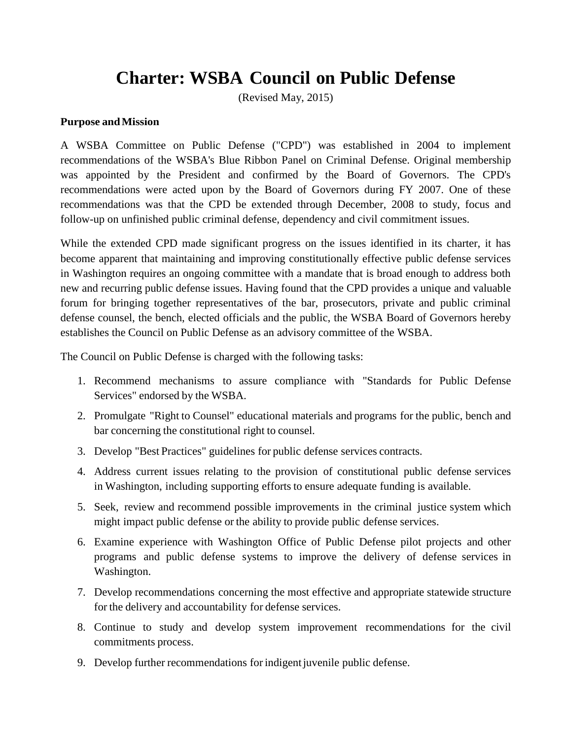# Charter: WSBA Council on Public Defense

(Revised May, 2015)

**Purpose and Mission**

A WSBA Committee on Public Defense ("CPD") was established in 2004 to implement recommendations of the WSBA's Blue Ribbon Panel on Criminal Defense. Original membership was appointed by the President and confirmed by the Board of Governors. The CPD's recommendations were acted upon by the Board of Governors during FY 2007. One of these recommendations was that the CPD be extended through December, 2008 to study, focus and follow-up on unfinished public criminal defense, dependency and civil commitment issues.

While the extended CPD made significant progress on the issues identified in its charter, it has become apparent that maintaining and improving constitutionally effective public defense services in Washington requires an ongoing committee with a mandate that is broad enough to address both new and recurring public defense issues. Having found that the CPD provides a unique and valuable forum for bringing together representatives of the bar, prosecutors, private and public criminal defense counsel, the bench, elected officials and the public, the WSBA Board of Governors hereby establishes the Council on Public Defense as an advisory committee of the WSBA.

The Council on Public Defense is charged with the following tasks:

1. Recommend mechanisms to assure compliance with "Standards for Public Defense Services" endorsed by the WSBA.
2. Promulgate "Right to Counsel" educational materials and programs for the public, bench and bar concerning the constitutional right to counsel.
3. Develop "Best Practices" guidelines for public defense services contracts.
4. Address current issues relating to the provision of constitutional public defense services in Washington, including supporting efforts to ensure adequate funding is available.
5. Seek, review and recommend possible improvements in the criminal justice system which might impact public defense or the ability to provide public defense services.
6. Examine experience with Washington Office of Public Defense pilot projects and other programs and public defense systems to improve the delivery of defense services in Washington.
7. Develop recommendations concerning the most effective and appropriate statewide structure for the delivery and accountability for defense services.
8. Continue to study and develop system improvement recommendations for the civil commitments process.
9. Develop further recommendations for indigent juvenile public defense.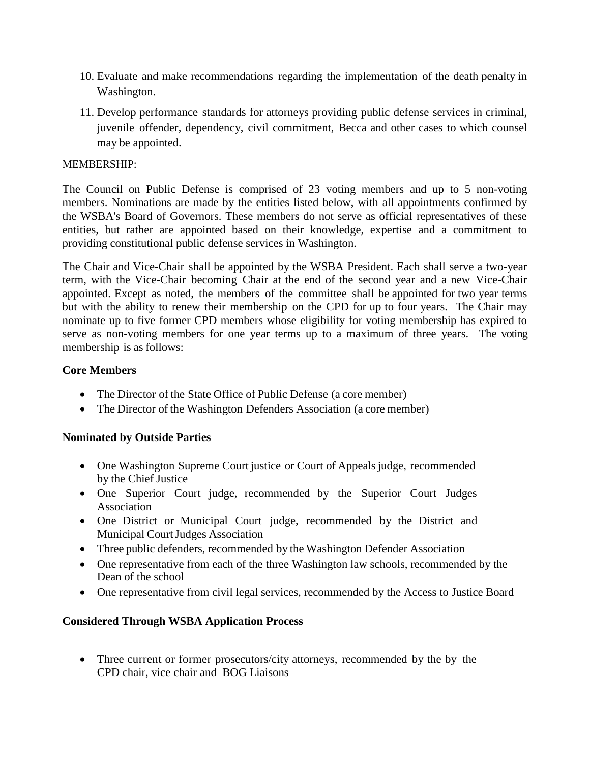10. Evaluate and make recommendations regarding the implementation of the death penalty in Washington.

11. Develop performance standards for attorneys providing public defense services in criminal, juvenile offender, dependency, civil commitment, Becca and other cases to which counsel may be appointed.

MEMBERSHIP:

The Council on Public Defense is comprised of 23 voting members and up to 5 non-voting members. Nominations are made by the entities listed below, with all appointments confirmed by the WSBA's Board of Governors. These members do not serve as official representatives of these entities, but rather are appointed based on their knowledge, expertise and a commitment to providing constitutional public defense services in Washington.

The Chair and Vice-Chair shall be appointed by the WSBA President. Each shall serve a two-year term, with the Vice-Chair becoming Chair at the end of the second year and a new Vice-Chair appointed. Except as noted, the members of the committee shall be appointed for two year terms but with the ability to renew their membership on the CPD for up to four years. The Chair may nominate up to five former CPD members whose eligibility for voting membership has expired to serve as non-voting members for one year terms up to a maximum of three years. The voting membership is as follows:

**Core Members**

- The Director of the State Office of Public Defense (a core member)
- The Director of the Washington Defenders Association (a core member)

**Nominated by Outside Parties**

- One Washington Supreme Court justice or Court of Appeals judge, recommended by the Chief Justice
- One Superior Court judge, recommended by the Superior Court Judges Association
- One District or Municipal Court judge, recommended by the District and Municipal Court Judges Association
- Three public defenders, recommended by the Washington Defender Association
- One representative from each of the three Washington law schools, recommended by the Dean of the school
- One representative from civil legal services, recommended by the Access to Justice Board

**Considered Through WSBA Application Process**

- Three current or former prosecutors/city attorneys, recommended by the by the CPD chair, vice chair and BOG Liaisons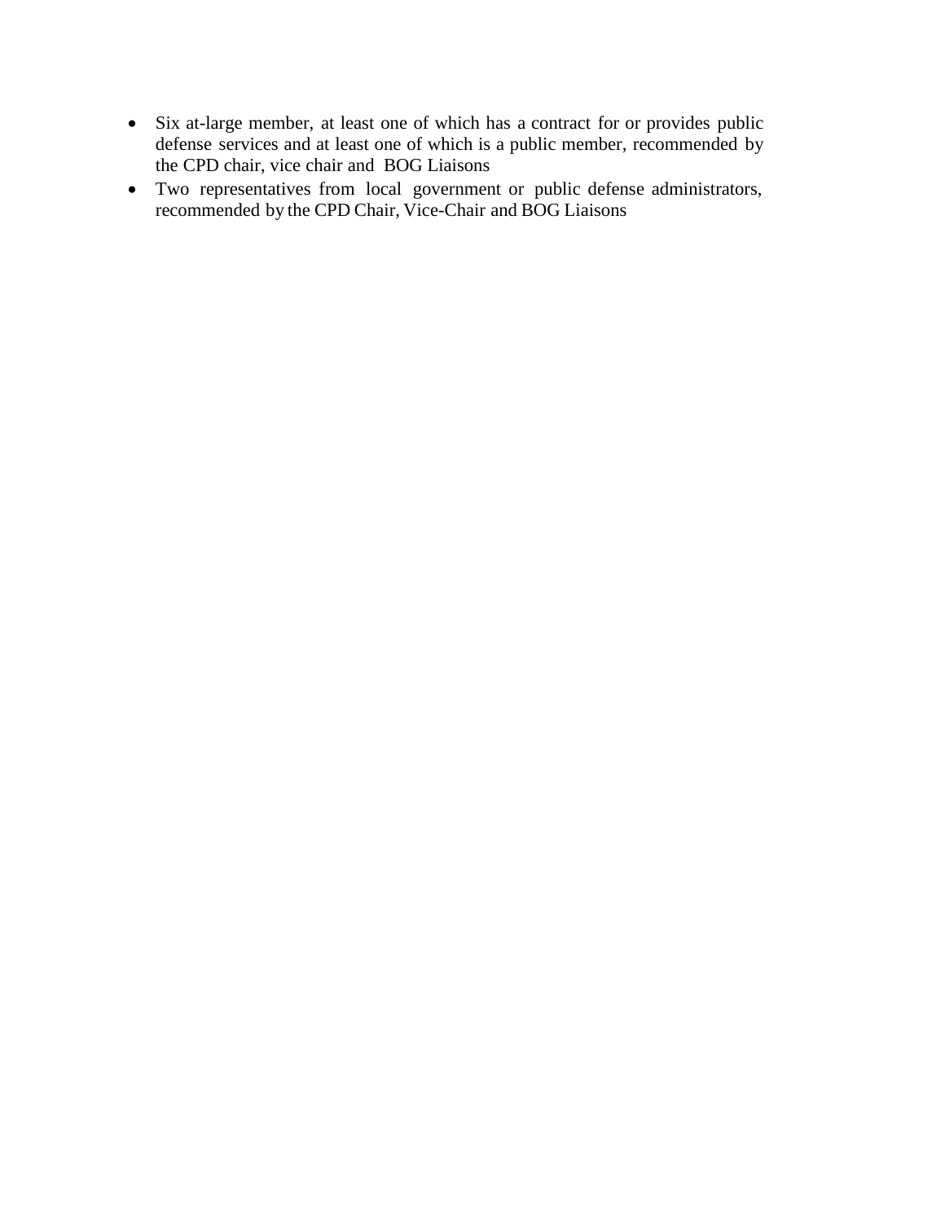- Six at-large member, at least one of which has a contract for or provides public defense services and at least one of which is a public member, recommended by the CPD chair, vice chair and BOG Liaisons
- Two representatives from local government or public defense administrators, recommended by the CPD Chair, Vice-Chair and BOG Liaisons